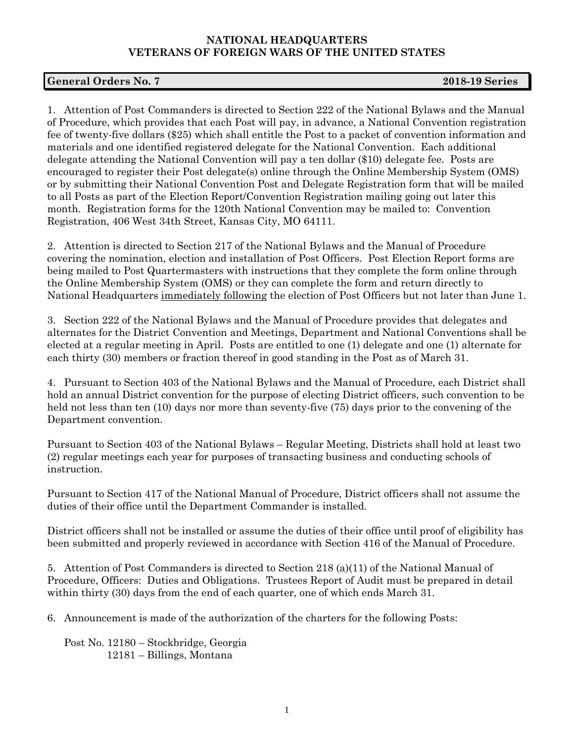**NATIONAL HEADQUARTERS**
**VETERANS OF FOREIGN WARS OF THE UNITED STATES**

**General Orders No. 7 — 2018-19 Series**

1. Attention of Post Commanders is directed to Section 222 of the National Bylaws and the Manual of Procedure, which provides that each Post will pay, in advance, a National Convention registration fee of twenty-five dollars ($25) which shall entitle the Post to a packet of convention information and materials and one identified registered delegate for the National Convention. Each additional delegate attending the National Convention will pay a ten dollar ($10) delegate fee. Posts are encouraged to register their Post delegate(s) online through the Online Membership System (OMS) or by submitting their National Convention Post and Delegate Registration form that will be mailed to all Posts as part of the Election Report/Convention Registration mailing going out later this month. Registration forms for the 120th National Convention may be mailed to: Convention Registration, 406 West 34th Street, Kansas City, MO 64111.

2. Attention is directed to Section 217 of the National Bylaws and the Manual of Procedure covering the nomination, election and installation of Post Officers. Post Election Report forms are being mailed to Post Quartermasters with instructions that they complete the form online through the Online Membership System (OMS) or they can complete the form and return directly to National Headquarters immediately following the election of Post Officers but not later than June 1.

3. Section 222 of the National Bylaws and the Manual of Procedure provides that delegates and alternates for the District Convention and Meetings, Department and National Conventions shall be elected at a regular meeting in April. Posts are entitled to one (1) delegate and one (1) alternate for each thirty (30) members or fraction thereof in good standing in the Post as of March 31.

4. Pursuant to Section 403 of the National Bylaws and the Manual of Procedure, each District shall hold an annual District convention for the purpose of electing District officers, such convention to be held not less than ten (10) days nor more than seventy-five (75) days prior to the convening of the Department convention.

Pursuant to Section 403 of the National Bylaws – Regular Meeting, Districts shall hold at least two (2) regular meetings each year for purposes of transacting business and conducting schools of instruction.

Pursuant to Section 417 of the National Manual of Procedure, District officers shall not assume the duties of their office until the Department Commander is installed.

District officers shall not be installed or assume the duties of their office until proof of eligibility has been submitted and properly reviewed in accordance with Section 416 of the Manual of Procedure.

5. Attention of Post Commanders is directed to Section 218 (a)(11) of the National Manual of Procedure, Officers: Duties and Obligations. Trustees Report of Audit must be prepared in detail within thirty (30) days from the end of each quarter, one of which ends March 31.

6. Announcement is made of the authorization of the charters for the following Posts:

Post No. 12180 – Stockbridge, Georgia
12181 – Billings, Montana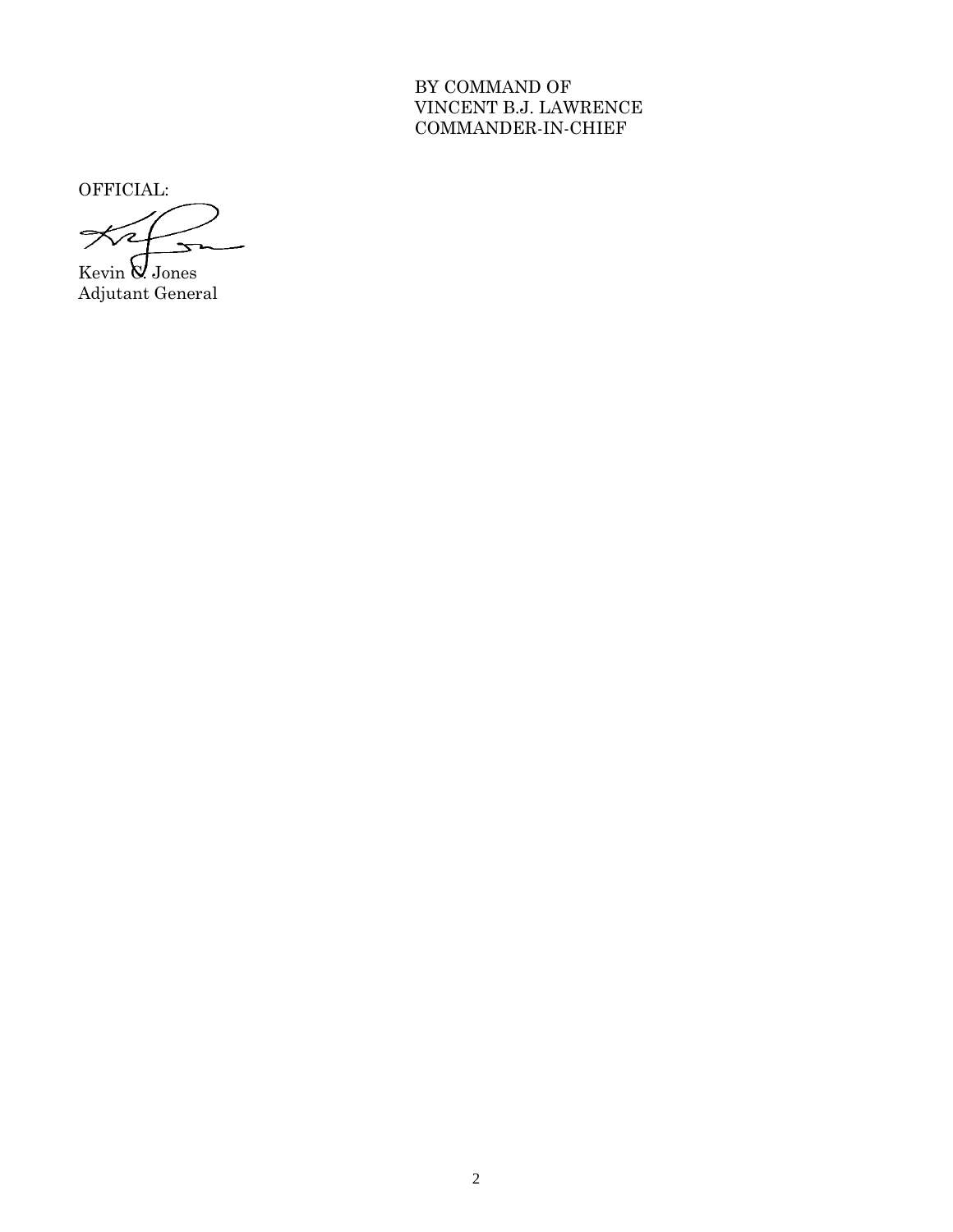BY COMMAND OF
VINCENT B.J. LAWRENCE
COMMANDER-IN-CHIEF

OFFICIAL:

Kevin C. Jones
Adjutant General